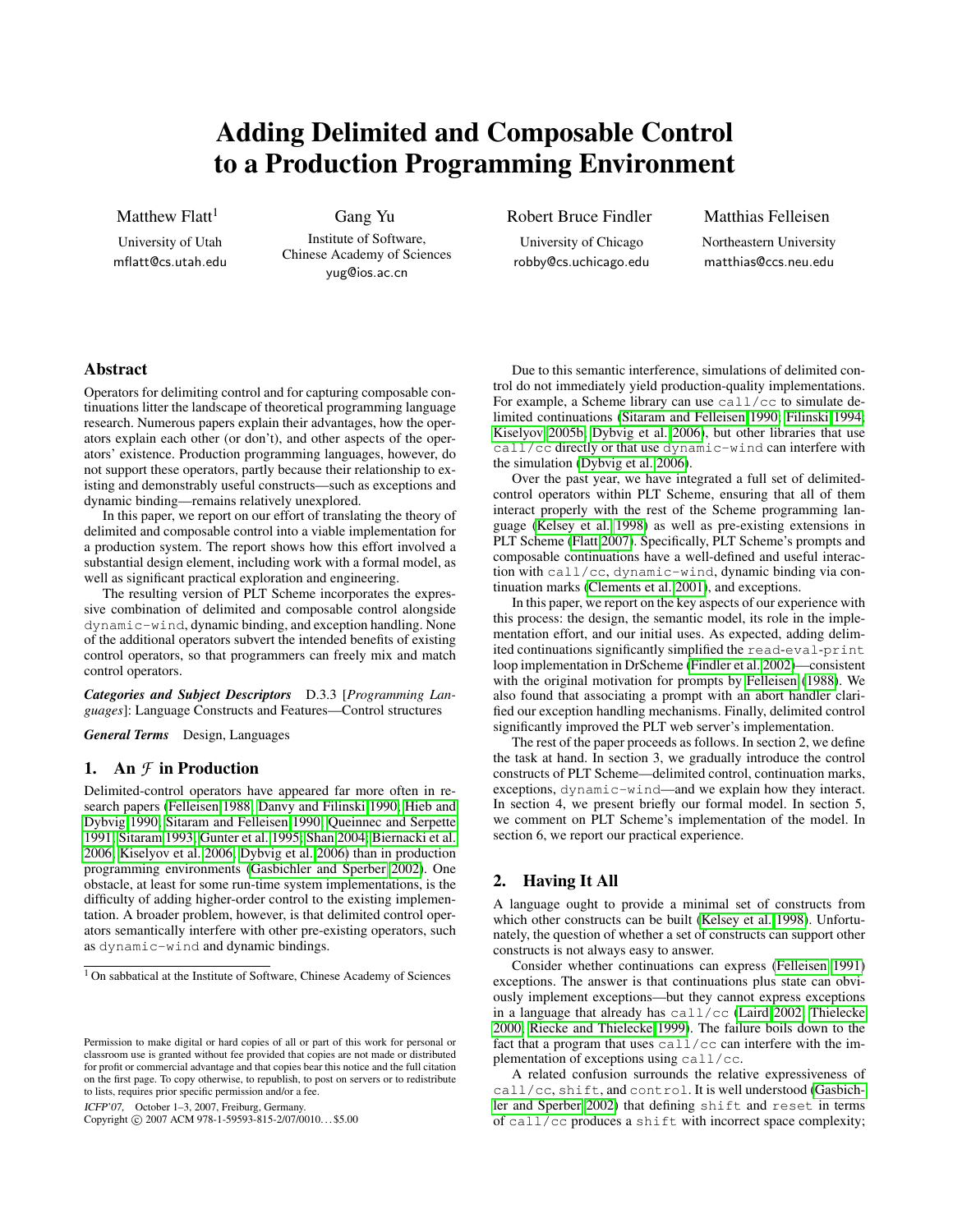# Adding Delimited and Composable Control to a Production Programming Environment

Matthew Flatt[1]
University of Utah
mflatt@cs.utah.edu

Gang Yu
Institute of Software, Chinese Academy of Sciences
yug@ios.ac.cn

Robert Bruce Findler
University of Chicago
robby@cs.uchicago.edu

Matthias Felleisen
Northeastern University
matthias@ccs.neu.edu

## Abstract

Operators for delimiting control and for capturing composable continuations litter the landscape of theoretical programming language research. Numerous papers explain their advantages, how the operators explain each other (or don't), and other aspects of the operators' existence. Production programming languages, however, do not support these operators, partly because their relationship to existing and demonstrably useful constructs—such as exceptions and dynamic binding—remains relatively unexplored.

In this paper, we report on our effort of translating the theory of delimited and composable control into a viable implementation for a production system. The report shows how this effort involved a substantial design element, including work with a formal model, as well as significant practical exploration and engineering.

The resulting version of PLT Scheme incorporates the expressive combination of delimited and composable control alongside `dynamic-wind`, dynamic binding, and exception handling. None of the additional operators subvert the intended benefits of existing control operators, so that programmers can freely mix and match control operators.

***Categories and Subject Descriptors*** D.3.3 [*Programming Languages*]: Language Constructs and Features—Control structures

***General Terms*** Design, Languages

## 1. An $\mathcal{F}$ in Production

Delimited-control operators have appeared far more often in research papers (Felleisen 1988; Danvy and Filinski 1990; Hieb and Dybvig 1990; Sitaram and Felleisen 1990; Queinnec and Serpette 1991; Sitaram 1993; Gunter et al. 1995; Shan 2004; Biernacki et al. 2006; Kiselyov et al. 2006; Dybvig et al. 2006) than in production programming environments (Gasbichler and Sperber 2002). One obstacle, at least for some run-time system implementations, is the difficulty of adding higher-order control to the existing implementation. A broader problem, however, is that delimited control operators semantically interfere with other pre-existing operators, such as `dynamic-wind` and dynamic bindings.

[1] On sabbatical at the Institute of Software, Chinese Academy of Sciences

Permission to make digital or hard copies of all or part of this work for personal or classroom use is granted without fee provided that copies are not made or distributed for profit or commercial advantage and that copies bear this notice and the full citation on the first page. To copy otherwise, to republish, to post on servers or to redistribute to lists, requires prior specific permission and/or a fee.

*ICFP'07,* October 1–3, 2007, Freiburg, Germany.
Copyright © 2007 ACM 978-1-59593-815-2/07/0010...$5.00

Due to this semantic interference, simulations of delimited control do not immediately yield production-quality implementations. For example, a Scheme library can use `call/cc` to simulate delimited continuations (Sitaram and Felleisen 1990; Filinski 1994; Kiselyov 2005b; Dybvig et al. 2006), but other libraries that use `call/cc` directly or that use `dynamic-wind` can interfere with the simulation (Dybvig et al. 2006).

Over the past year, we have integrated a full set of delimited-control operators within PLT Scheme, ensuring that all of them interact properly with the rest of the Scheme programming language (Kelsey et al. 1998) as well as pre-existing extensions in PLT Scheme (Flatt 2007). Specifically, PLT Scheme's prompts and composable continuations have a well-defined and useful interaction with `call/cc`, `dynamic-wind`, dynamic binding via continuation marks (Clements et al. 2001), and exceptions.

In this paper, we report on the key aspects of our experience with this process: the design, the semantic model, its role in the implementation effort, and our initial uses. As expected, adding delimited continuations significantly simplified the `read-eval-print` loop implementation in DrScheme (Findler et al. 2002)—consistent with the original motivation for prompts by Felleisen (1988). We also found that associating a prompt with an abort handler clarified our exception handling mechanisms. Finally, delimited control significantly improved the PLT web server's implementation.

The rest of the paper proceeds as follows. In section 2, we define the task at hand. In section 3, we gradually introduce the control constructs of PLT Scheme—delimited control, continuation marks, exceptions, `dynamic-wind`—and we explain how they interact. In section 4, we present briefly our formal model. In section 5, we comment on PLT Scheme's implementation of the model. In section 6, we report our practical experience.

## 2. Having It All

A language ought to provide a minimal set of constructs from which other constructs can be built (Kelsey et al. 1998). Unfortunately, the question of whether a set of constructs can support other constructs is not always easy to answer.

Consider whether continuations can express (Felleisen 1991) exceptions. The answer is that continuations plus state can obviously implement exceptions—but they cannot express exceptions in a language that already has `call/cc` (Laird 2002; Thielecke 2000; Riecke and Thielecke 1999). The failure boils down to the fact that a program that uses `call/cc` can interfere with the implementation of exceptions using `call/cc`.

A related confusion surrounds the relative expressiveness of `call/cc`, `shift`, and `control`. It is well understood (Gasbichler and Sperber 2002) that defining `shift` and `reset` in terms of `call/cc` produces a `shift` with incorrect space complexity;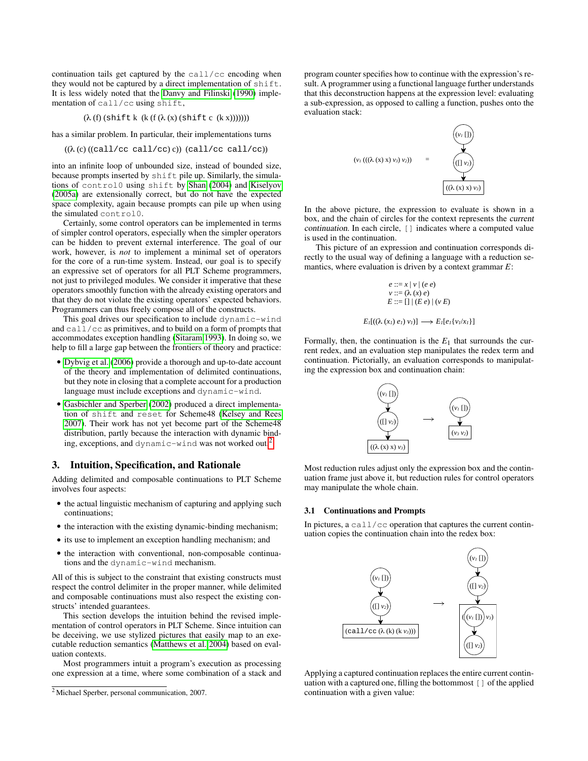continuation tails get captured by the `call/cc` encoding when they would not be captured by a direct implementation of `shift`. It is less widely noted that the Danvy and Filinski (1990) implementation of `call/cc` using `shift`,

(λ (f) (shift k (k (f (λ (x) (shift c (k x)))))))

has a similar problem. In particular, their implementations turns

((λ (c) ((call/cc call/cc) c)) (call/cc call/cc))

into an infinite loop of unbounded size, instead of bounded size, because prompts inserted by `shift` pile up. Similarly, the simulations of `control0` using `shift` by Shan (2004) and Kiselyov (2005a) are extensionally correct, but do not have the expected space complexity, again because prompts can pile up when using the simulated `control0`.

Certainly, some control operators can be implemented in terms of simpler control operators, especially when the simpler operators can be hidden to prevent external interference. The goal of our work, however, is *not* to implement a minimal set of operators for the core of a run-time system. Instead, our goal is to specify an expressive set of operators for all PLT Scheme programmers, not just to privileged modules. We consider it imperative that these operators smoothly function with the already existing operators and that they do not violate the existing operators' expected behaviors. Programmers can thus freely compose all of the constructs.

This goal drives our specification to include `dynamic-wind` and `call/cc` as primitives, and to build on a form of prompts that accommodates exception handling (Sitaram 1993). In doing so, we help to fill a large gap between the frontiers of theory and practice:

- Dybvig et al. (2006) provide a thorough and up-to-date account of the theory and implementation of delimited continuations, but they note in closing that a complete account for a production language must include exceptions and `dynamic-wind`.
- Gasbichler and Sperber (2002) produced a direct implementation of `shift` and `reset` for Scheme48 (Kelsey and Rees 2007). Their work has not yet become part of the Scheme48 distribution, partly because the interaction with dynamic binding, exceptions, and `dynamic-wind` was not worked out.[2]

## 3. Intuition, Specification, and Rationale

Adding delimited and composable continuations to PLT Scheme involves four aspects:

- the actual linguistic mechanism of capturing and applying such continuations;
- the interaction with the existing dynamic-binding mechanism;
- its use to implement an exception handling mechanism; and
- the interaction with conventional, non-composable continuations and the `dynamic-wind` mechanism.

All of this is subject to the constraint that existing constructs must respect the control delimiter in the proper manner, while delimited and composable continuations must also respect the existing constructs' intended guarantees.

This section develops the intuition behind the revised implementation of control operators in PLT Scheme. Since intuition can be deceiving, we use stylized pictures that easily map to an executable reduction semantics (Matthews et al. 2004) based on evaluation contexts.

Most programmers intuit a program's execution as processing one expression at a time, where some combination of a stack and program counter specifies how to continue with the expression's result. A programmer using a functional language further understands that this deconstruction happens at the expression level: evaluating a sub-expression, as opposed to calling a function, pushes onto the evaluation stack:

$$(v_1\ (((\lambda\ (x)\ x)\ v_3)\ v_2)) \quad = \quad (v_1\ [\,]) \to ([\,]\ v_2) \to \boxed{((\lambda\ (x)\ x)\ v_3)}$$

In the above picture, the expression to evaluate is shown in a box, and the chain of circles for the context represents the *current continuation*. In each circle, `[]` indicates where a computed value is used in the continuation.

This picture of an expression and continuation corresponds directly to the usual way of defining a language with a reduction semantics, where evaluation is driven by a context grammar $E$:

$$e ::= x \mid v \mid (e\ e)$$
$$v ::= (\lambda\ (x)\ e)$$
$$E ::= [\,] \mid (E\ e) \mid (v\ E)$$

$$E_1[((\lambda\ (x_1)\ e_1)\ v_1)] \longrightarrow E_1[e_1\{v_1/x_1\}]$$

Formally, then, the continuation is the $E_1$ that surrounds the current redex, and an evaluation step manipulates the redex term and continuation. Pictorially, an evaluation corresponds to manipulating the expression box and continuation chain:

$$(v_1\ [\,]) \to ([\,]\ v_2) \to \boxed{((\lambda\ (x)\ x)\ v_3)} \quad \longrightarrow \quad (v_1\ [\,]) \to \boxed{(v_3\ v_2)}$$

Most reduction rules adjust only the expression box and the continuation frame just above it, but reduction rules for control operators may manipulate the whole chain.

### 3.1 Continuations and Prompts

In pictures, a `call/cc` operation that captures the current continuation copies the continuation chain into the redex box:

$$(v_1\ [\,]) \to ([\,]\ v_2) \to \boxed{(\texttt{call/cc}\ (\lambda\ (k)\ (k\ v_3)))} \quad \longrightarrow \quad (v_1\ [\,]) \to ([\,]\ v_2) \to \boxed{(\,(v_1\ [\,]) \to ([\,]\ v_2)\ \ v_3)}$$

Applying a captured continuation replaces the entire current continuation with a captured one, filling the bottommost `[]` of the applied continuation with a given value:

[2] Michael Sperber, personal communication, 2007.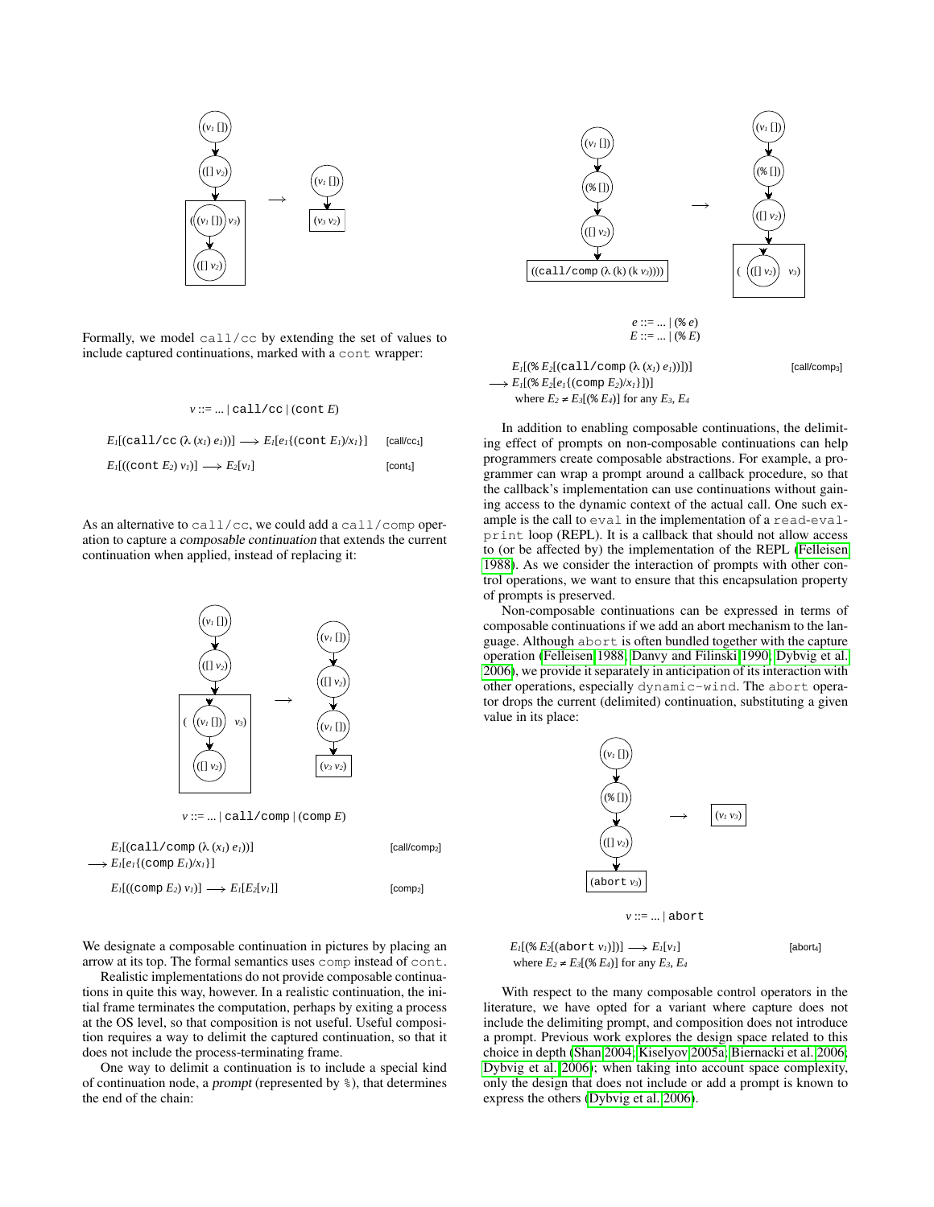Formally, we model `call/cc` by extending the set of values to include captured continuations, marked with a `cont` wrapper:

$$v ::= ... \mid \texttt{call/cc} \mid (\texttt{cont}\ E)$$

$$E_1[(\texttt{call/cc}\ (\lambda\ (x_1)\ e_1))] \longrightarrow E_1[e_1\{(\texttt{cont}\ E_1)/x_1\}] \qquad \text{[call/cc}_1\text{]}$$

$$E_1[((\texttt{cont}\ E_2)\ v_1)] \longrightarrow E_2[v_1] \qquad \text{[cont}_1\text{]}$$

As an alternative to `call/cc`, we could add a `call/comp` operation to capture a *composable continuation* that extends the current continuation when applied, instead of replacing it:

$$v ::= ... \mid \texttt{call/comp} \mid (\texttt{comp}\ E)$$

$$E_1[(\texttt{call/comp}\ (\lambda\ (x_1)\ e_1))] \longrightarrow E_1[e_1\{(\texttt{comp}\ E_1)/x_1\}] \qquad \text{[call/comp}_2\text{]}$$

$$E_1[((\texttt{comp}\ E_2)\ v_1)] \longrightarrow E_1[E_2[v_1]] \qquad \text{[comp}_2\text{]}$$

We designate a composable continuation in pictures by placing an arrow at its top. The formal semantics uses `comp` instead of `cont`.

Realistic implementations do not provide composable continuations in quite this way, however. In a realistic continuation, the initial frame terminates the computation, perhaps by exiting a process at the OS level, so that composition is not useful. Useful composition requires a way to delimit the captured continuation, so that it does not include the process-terminating frame.

One way to delimit a continuation is to include a special kind of continuation node, a *prompt* (represented by `%`), that determines the end of the chain:

$$e ::= ... \mid (\%\ e)$$
$$E ::= ... \mid (\%\ E)$$

$$E_1[(\%\ E_2[(\texttt{call/comp}\ (\lambda\ (x_1)\ e_1))])] \longrightarrow E_1[(\%\ E_2[e_1\{(\texttt{comp}\ E_2)/x_1\}])] \qquad \text{[call/comp}_3\text{]}$$
where $E_2 \neq E_3[(\%\ E_4)]$ for any $E_3$, $E_4$

In addition to enabling composable continuations, the delimiting effect of prompts on non-composable continuations can help programmers create composable abstractions. For example, a programmer can wrap a prompt around a callback procedure, so that the callback's implementation can use continuations without gaining access to the dynamic context of the actual call. One such example is the call to `eval` in the implementation of a `read-eval-print` loop (REPL). It is a callback that should not allow access to (or be affected by) the implementation of the REPL (Felleisen 1988). As we consider the interaction of prompts with other control operations, we want to ensure that this encapsulation property of prompts is preserved.

Non-composable continuations can be expressed in terms of composable continuations if we add an abort mechanism to the language. Although `abort` is often bundled together with the capture operation (Felleisen 1988; Danvy and Filinski 1990; Dybvig et al. 2006), we provide it separately in anticipation of its interaction with other operations, especially `dynamic-wind`. The `abort` operator drops the current (delimited) continuation, substituting a given value in its place:

$$v ::= ... \mid \texttt{abort}$$

$$E_1[(\%\ E_2[(\texttt{abort}\ v_1)])] \longrightarrow E_1[v_1] \qquad \text{[abort}_4\text{]}$$
where $E_2 \neq E_3[(\%\ E_4)]$ for any $E_3$, $E_4$

With respect to the many composable control operators in the literature, we have opted for a variant where capture does not include the delimiting prompt, and composition does not introduce a prompt. Previous work explores the design space related to this choice in depth (Shan 2004; Kiselyov 2005a; Biernacki et al. 2006; Dybvig et al. 2006); when taking into account space complexity, only the design that does not include or add a prompt is known to express the others (Dybvig et al. 2006).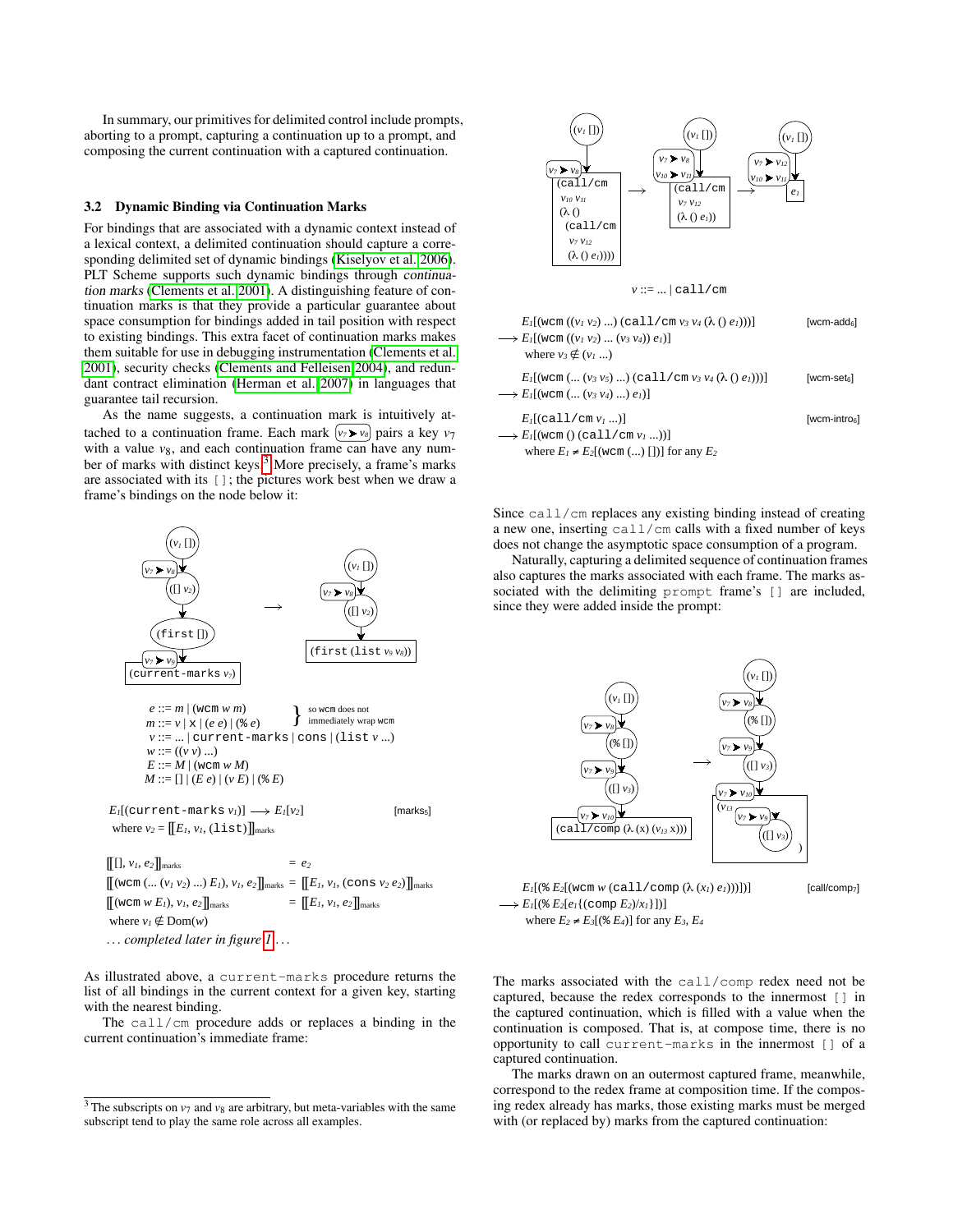In summary, our primitives for delimited control include prompts, aborting to a prompt, capturing a continuation up to a prompt, and composing the current continuation with a captured continuation.

### 3.2 Dynamic Binding via Continuation Marks

For bindings that are associated with a dynamic context instead of a lexical context, a delimited continuation should capture a corresponding delimited set of dynamic bindings (Kiselyov et al. 2006). PLT Scheme supports such dynamic bindings through *continuation marks* (Clements et al. 2001). A distinguishing feature of continuation marks is that they provide a particular guarantee about space consumption for bindings added in tail position with respect to existing bindings. This extra facet of continuation marks makes them suitable for use in debugging instrumentation (Clements et al. 2001), security checks (Clements and Felleisen 2004), and redundant contract elimination (Herman et al. 2007) in languages that guarantee tail recursion.

As the name suggests, a continuation mark is intuitively attached to a continuation frame. Each mark $v_7 \blacktriangleright v_8$ pairs a key $v_7$ with a value $v_8$, and each continuation frame can have any number of marks with distinct keys.[3] More precisely, a frame's marks are associated with its `[]`; the pictures work best when we draw a frame's bindings on the node below it:

$$e ::= m \mid (\texttt{wcm}\ w\ m) \qquad m ::= v \mid x \mid (e\ e) \mid (\%\ e) \quad \text{(so wcm does not immediately wrap wcm)}$$
$$v ::= \ldots \mid \texttt{current-marks} \mid \texttt{cons} \mid (\texttt{list}\ v \ldots)$$
$$w ::= ((v\ v) \ldots)$$
$$E ::= M \mid (\texttt{wcm}\ w\ M)$$
$$M ::= [] \mid (E\ e) \mid (v\ E) \mid (\%\ E)$$

$$E_1[(\texttt{current-marks}\ v_1)] \longrightarrow E_1[v_2] \qquad \text{[marks}_6\text{]}$$
where $v_2 = [\![E_1, v_1, (\texttt{list})]\!]_{\text{marks}}$

$$[\![[], v_1, e_2]\!]_{\text{marks}} = e_2$$
$$[\![(\texttt{wcm}\ (\ldots\ (v_1\ v_2)\ \ldots)\ E_1), v_1, e_2]\!]_{\text{marks}} = [\![E_1, v_1, (\texttt{cons}\ v_2\ e_2)]\!]_{\text{marks}}$$
$$[\![(\texttt{wcm}\ w\ E_1), v_1, e_2]\!]_{\text{marks}} = [\![E_1, v_1, e_2]\!]_{\text{marks}}$$
where $v_1 \notin \text{Dom}(w)$

*... completed later in figure 1 ...*

As illustrated above, a `current-marks` procedure returns the list of all bindings in the current context for a given key, starting with the nearest binding.

The `call/cm` procedure adds or replaces a binding in the current continuation's immediate frame:

$$v ::= \ldots \mid \texttt{call/cm}$$

$$E_1[(\texttt{wcm}\ ((v_1\ v_2)\ \ldots)\ (\texttt{call/cm}\ v_3\ v_4\ (\lambda\ ()\ e_1)))] \qquad \text{[wcm-add}_6\text{]}$$
$$\longrightarrow E_1[(\texttt{wcm}\ ((v_1\ v_2)\ \ldots\ (v_3\ v_4))\ e_1)]$$
where $v_3 \notin (v_1 \ldots)$

$$E_1[(\texttt{wcm}\ (\ldots\ (v_3\ v_5)\ \ldots)\ (\texttt{call/cm}\ v_3\ v_4\ (\lambda\ ()\ e_1)))] \qquad \text{[wcm-set}_6\text{]}$$
$$\longrightarrow E_1[(\texttt{wcm}\ (\ldots\ (v_3\ v_4)\ \ldots)\ e_1)]$$

$$E_1[(\texttt{call/cm}\ v_1 \ldots)] \qquad \text{[wcm-intro}_6\text{]}$$
$$\longrightarrow E_1[(\texttt{wcm}\ ()\ (\texttt{call/cm}\ v_1 \ldots))]$$
where $E_1 \neq E_2[(\texttt{wcm}\ (\ldots)\ [])]$ for any $E_2$

Since `call/cm` replaces any existing binding instead of creating a new one, inserting `call/cm` calls with a fixed number of keys does not change the asymptotic space consumption of a program.

Naturally, capturing a delimited sequence of continuation frames also captures the marks associated with each frame. The marks associated with the delimiting `prompt` frame's `[]` are included, since they were added inside the prompt:

$$E_1[(\%\ E_2[(\texttt{wcm}\ w\ (\texttt{call/comp}\ (\lambda\ (x_1)\ e_1)))])] \qquad \text{[call/comp}_7\text{]}$$
$$\longrightarrow E_1[(\%\ E_2[e_1\{(\texttt{comp}\ E_2)/x_1\}])]$$
where $E_2 \neq E_3[(\%\ E_4)]$ for any $E_3, E_4$

The marks associated with the `call/comp` redex need not be captured, because the redex corresponds to the innermost `[]` in the captured continuation, which is filled with a value when the continuation is composed. That is, at compose time, there is no opportunity to call `current-marks` in the innermost `[]` of a captured continuation.

The marks drawn on an outermost captured frame, meanwhile, correspond to the redex frame at composition time. If the composing redex already has marks, those existing marks must be merged with (or replaced by) marks from the captured continuation:

[3] The subscripts on $v_7$ and $v_8$ are arbitrary, but meta-variables with the same subscript tend to play the same role across all examples.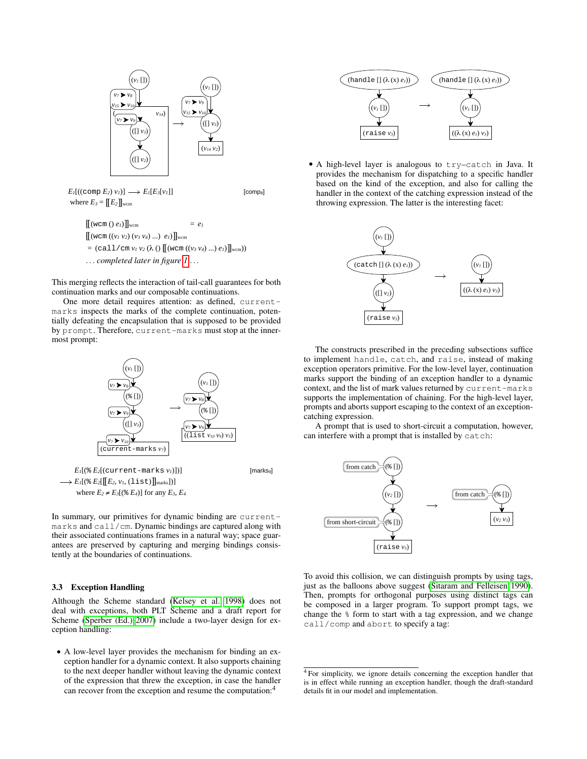$E_1$[((comp $E_2$) $v_1$)] $\longrightarrow$ $E_1$[$E_3$[$v_1$]] [comp$_8$]
where $E_3$ = ⟦$E_2$⟧$_{\text{wcm}}$

⟦(wcm () $e_1$)⟧$_{\text{wcm}}$ = $e_1$
⟦(wcm (($v_1$ $v_2$) ($v_3$ $v_4$) ...) $e_1$)⟧$_{\text{wcm}}$
= (call/cm $v_1$ $v_2$ (λ () ⟦(wcm (($v_3$ $v_4$) ...) $e_1$)⟧$_{\text{wcm}}$))
*... completed later in figure 1 ...*

This merging reflects the interaction of tail-call guarantees for both continuation marks and our composable continuations.

One more detail requires attention: as defined, current-marks inspects the marks of the complete continuation, potentially defeating the encapsulation that is supposed to be provided by prompt. Therefore, current-marks must stop at the innermost prompt:

$E_1$[(% $E_2$[(current-marks $v_1$)])] [marks$_8$]
$\longrightarrow$ $E_1$[(% $E_2$[⟦$E_2$, $v_1$, (list)⟧$_{\text{marks}}$])]
where $E_2 \neq E_3$[(% $E_4$)] for any $E_3$, $E_4$

In summary, our primitives for dynamic binding are current-marks and call/cm. Dynamic bindings are captured along with their associated continuations frames in a natural way; space guarantees are preserved by capturing and merging bindings consistently at the boundaries of continuations.

### 3.3 Exception Handling

Although the Scheme standard (Kelsey et al. 1998) does not deal with exceptions, both PLT Scheme and a draft report for Scheme (Sperber (Ed.) 2007) include a two-layer design for exception handling:

- A low-level layer provides the mechanism for binding an exception handler for a dynamic context. It also supports chaining to the next deeper handler without leaving the dynamic context of the expression that threw the exception, in case the handler can recover from the exception and resume the computation:[4]

- A high-level layer is analogous to try–catch in Java. It provides the mechanism for dispatching to a specific handler based on the kind of the exception, and also for calling the handler in the context of the catching expression instead of the throwing expression. The latter is the interesting facet:

The constructs prescribed in the preceding subsections suffice to implement handle, catch, and raise, instead of making exception operators primitive. For the low-level layer, continuation marks support the binding of an exception handler to a dynamic context, and the list of mark values returned by current-marks supports the implementation of chaining. For the high-level layer, prompts and aborts support escaping to the context of an exception-catching expression.

A prompt that is used to short-circuit a computation, however, can interfere with a prompt that is installed by catch:

To avoid this collision, we can distinguish prompts by using tags, just as the balloons above suggest (Sitaram and Felleisen 1990). Then, prompts for orthogonal purposes using distinct tags can be composed in a larger program. To support prompt tags, we change the % form to start with a tag expression, and we change call/comp and abort to specify a tag:

[4] For simplicity, we ignore details concerning the exception handler that is in effect while running an exception handler, though the draft-standard details fit in our model and implementation.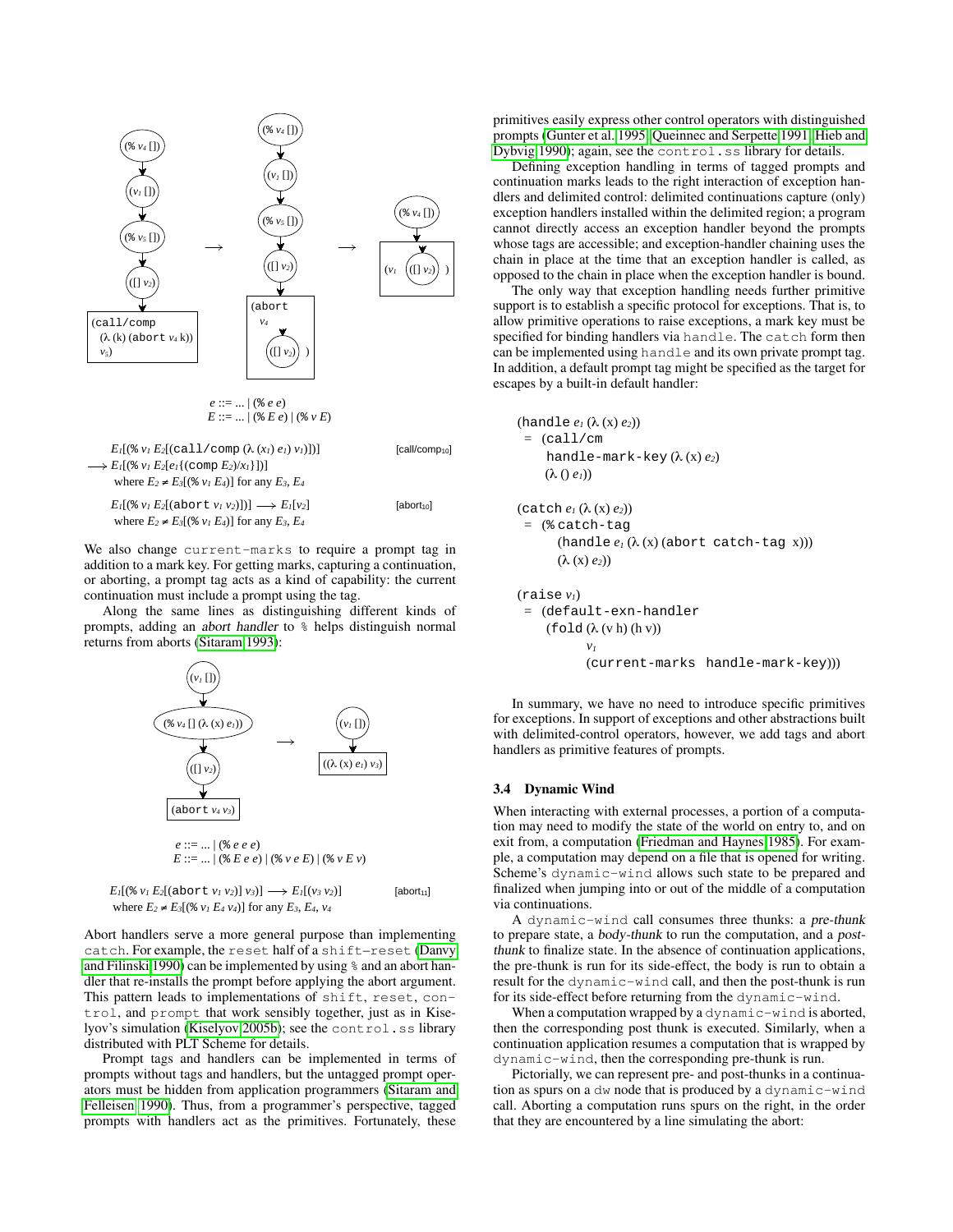$e$ ::= ... | (% $e$ $e$)
$E$ ::= ... | (% $E$ $e$) | (% $v$ $E$)

$E_1$[(% $v_1$ $E_2$[(`call/comp` (λ ($x_1$) $e_1$) $v_1$)])] [call/comp$_{10}$]
⟶ $E_1$[(% $v_1$ $E_2$[$e_1${(`comp` $E_2$)/$x_1$}])]
where $E_2 \neq E_3$[(% $v_1$ $E_4$)] for any $E_3$, $E_4$

$E_1$[(% $v_1$ $E_2$[(`abort` $v_1$ $v_2$)])] ⟶ $E_1$[$v_2$] [abort$_{10}$]
where $E_2 \neq E_3$[(% $v_1$ $E_4$)] for any $E_3$, $E_4$

We also change `current-marks` to require a prompt tag in addition to a mark key. For getting marks, capturing a continuation, or aborting, a prompt tag acts as a kind of capability: the current continuation must include a prompt using the tag.

Along the same lines as distinguishing different kinds of prompts, adding an *abort handler* to `%` helps distinguish normal returns from aborts (Sitaram 1993):

$e$ ::= ... | (% $e$ $e$ $e$)
$E$ ::= ... | (% $E$ $e$ $e$) | (% $v$ $e$ $E$) | (% $v$ $E$ $v$)

$E_1$[(% $v_1$ $E_2$[(`abort` $v_1$ $v_2$)] $v_3$)] ⟶ $E_1$[($v_3$ $v_2$)] [abort$_{11}$]
where $E_2 \neq E_3$[(% $v_1$ $E_4$ $v_4$)] for any $E_3$, $E_4$, $v_4$

Abort handlers serve a more general purpose than implementing `catch`. For example, the `reset` half of a `shift`–`reset` (Danvy and Filinski 1990) can be implemented by using `%` and an abort handler that re-installs the prompt before applying the abort argument. This pattern leads to implementations of `shift`, `reset`, `control`, and `prompt` that work sensibly together, just as in Kiselyov's simulation (Kiselyov 2005b); see the `control.ss` library distributed with PLT Scheme for details.

Prompt tags and handlers can be implemented in terms of prompts without tags and handlers, but the untagged prompt operators must be hidden from application programmers (Sitaram and Felleisen 1990). Thus, from a programmer's perspective, tagged prompts with handlers act as the primitives. Fortunately, these primitives easily express other control operators with distinguished prompts (Gunter et al. 1995; Queinnec and Serpette 1991; Hieb and Dybvig 1990); again, see the `control.ss` library for details.

Defining exception handling in terms of tagged prompts and continuation marks leads to the right interaction of exception handlers and delimited control: delimited continuations capture (only) exception handlers installed within the delimited region; a program cannot directly access an exception handler beyond the prompts whose tags are accessible; and exception-handler chaining uses the chain in place at the time that an exception handler is called, as opposed to the chain in place when the exception handler is bound.

The only way that exception handling needs further primitive support is to establish a specific protocol for exceptions. That is, to allow primitive operations to raise exceptions, a mark key must be specified for binding handlers via `handle`. The `catch` form then can be implemented using `handle` and its own private prompt tag. In addition, a default prompt tag might be specified as the target for escapes by a built-in default handler:

```
(handle e1 (λ (x) e2))
 = (call/cm
     handle-mark-key (λ (x) e2)
     (λ () e1))

(catch e1 (λ (x) e2))
 = (% catch-tag
      (handle e1 (λ (x) (abort catch-tag x)))
      (λ (x) e2))

(raise v1)
 = (default-exn-handler
     (fold (λ (v h) (h v))
           v1
           (current-marks handle-mark-key)))
```

In summary, we have no need to introduce specific primitives for exceptions. In support of exceptions and other abstractions built with delimited-control operators, however, we add tags and abort handlers as primitive features of prompts.

### 3.4 Dynamic Wind

When interacting with external processes, a portion of a computation may need to modify the state of the world on entry to, and on exit from, a computation (Friedman and Haynes 1985). For example, a computation may depend on a file that is opened for writing. Scheme's `dynamic-wind` allows such state to be prepared and finalized when jumping into or out of the middle of a computation via continuations.

A `dynamic-wind` call consumes three thunks: a *pre-thunk* to prepare state, a *body-thunk* to run the computation, and a *post-thunk* to finalize state. In the absence of continuation applications, the pre-thunk is run for its side-effect, the body is run to obtain a result for the `dynamic-wind` call, and then the post-thunk is run for its side-effect before returning from the `dynamic-wind`.

When a computation wrapped by a `dynamic-wind` is aborted, then the corresponding post thunk is executed. Similarly, when a continuation application resumes a computation that is wrapped by `dynamic-wind`, then the corresponding pre-thunk is run.

Pictorially, we can represent pre- and post-thunks in a continuation as spurs on a `dw` node that is produced by a `dynamic-wind` call. Aborting a computation runs spurs on the right, in the order that they are encountered by a line simulating the abort: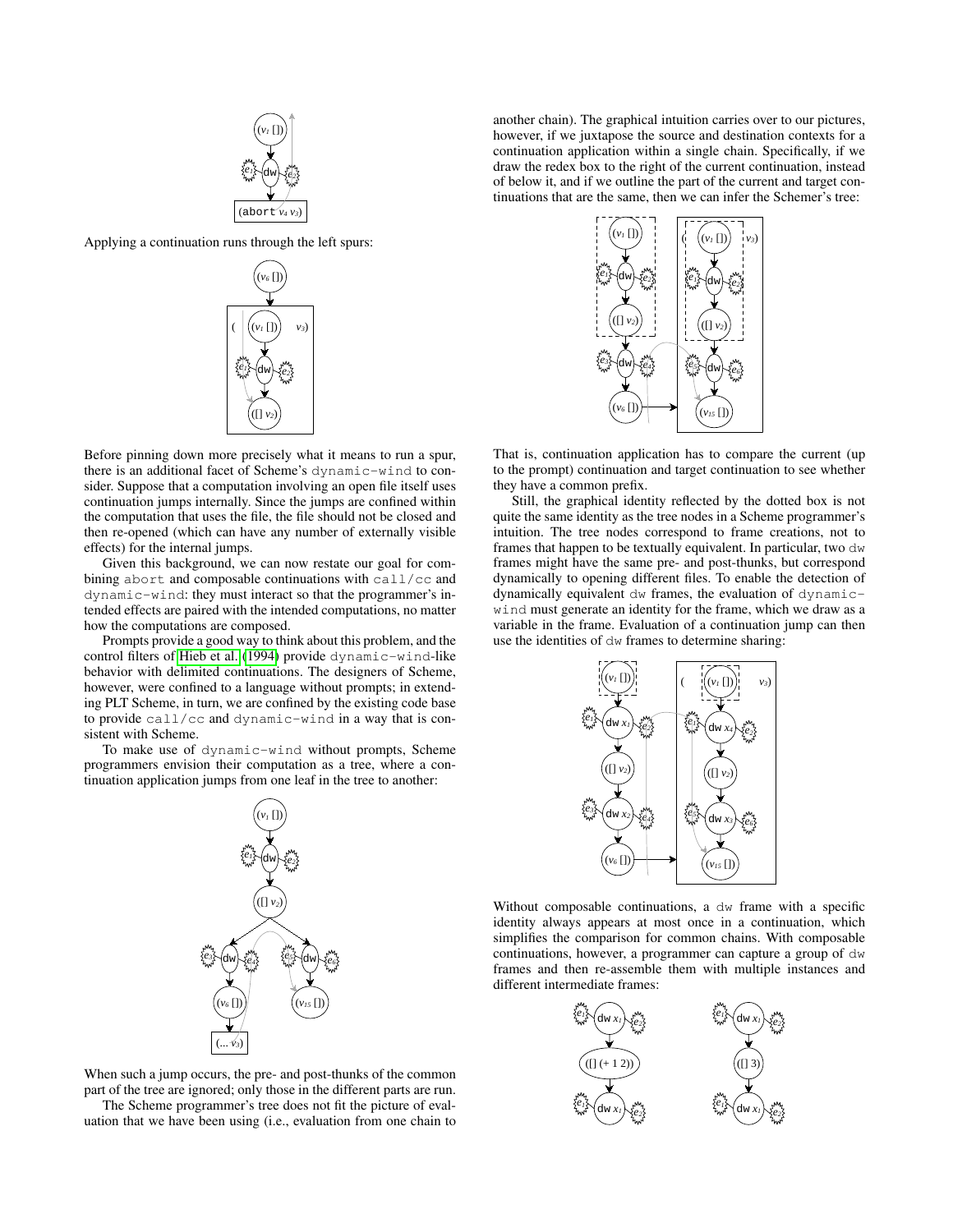Applying a continuation runs through the left spurs:

Before pinning down more precisely what it means to run a spur, there is an additional facet of Scheme's `dynamic-wind` to consider. Suppose that a computation involving an open file itself uses continuation jumps internally. Since the jumps are confined within the computation that uses the file, the file should not be closed and then re-opened (which can have any number of externally visible effects) for the internal jumps.

Given this background, we can now restate our goal for combining `abort` and composable continuations with `call/cc` and `dynamic-wind`: they must interact so that the programmer's intended effects are paired with the intended computations, no matter how the computations are composed.

Prompts provide a good way to think about this problem, and the control filters of Hieb et al. (1994) provide `dynamic-wind`-like behavior with delimited continuations. The designers of Scheme, however, were confined to a language without prompts; in extending PLT Scheme, in turn, we are confined by the existing code base to provide `call/cc` and `dynamic-wind` in a way that is consistent with Scheme.

To make use of `dynamic-wind` without prompts, Scheme programmers envision their computation as a tree, where a continuation application jumps from one leaf in the tree to another:

When such a jump occurs, the pre- and post-thunks of the common part of the tree are ignored; only those in the different parts are run.

The Scheme programmer's tree does not fit the picture of evaluation that we have been using (i.e., evaluation from one chain to another chain). The graphical intuition carries over to our pictures, however, if we juxtapose the source and destination contexts for a continuation application within a single chain. Specifically, if we draw the redex box to the right of the current continuation, instead of below it, and if we outline the part of the current and target continuations that are the same, then we can infer the Schemer's tree:

That is, continuation application has to compare the current (up to the prompt) continuation and target continuation to see whether they have a common prefix.

Still, the graphical identity reflected by the dotted box is not quite the same identity as the tree nodes in a Scheme programmer's intuition. The tree nodes correspond to frame creations, not to frames that happen to be textually equivalent. In particular, two `dw` frames might have the same pre- and post-thunks, but correspond dynamically to opening different files. To enable the detection of dynamically equivalent `dw` frames, the evaluation of `dynamic-wind` must generate an identity for the frame, which we draw as a variable in the frame. Evaluation of a continuation jump can then use the identities of `dw` frames to determine sharing:

Without composable continuations, a `dw` frame with a specific identity always appears at most once in a continuation, which simplifies the comparison for common chains. With composable continuations, however, a programmer can capture a group of `dw` frames and then re-assemble them with multiple instances and different intermediate frames: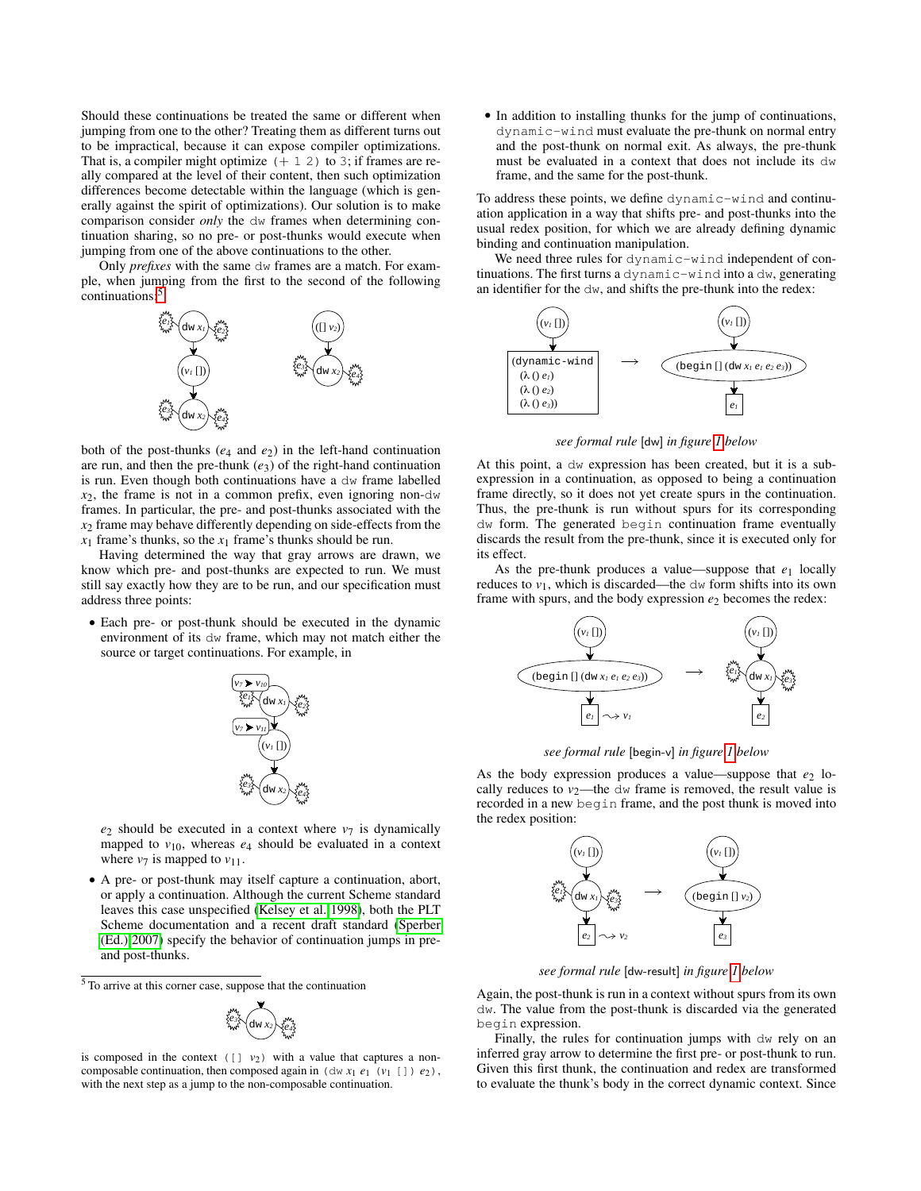Should these continuations be treated the same or different when jumping from one to the other? Treating them as different turns out to be impractical, because it can expose compiler optimizations. That is, a compiler might optimize `(+ 1 2)` to `3`; if frames are really compared at the level of their content, then such optimization differences become detectable within the language (which is generally against the spirit of optimizations). Our solution is to make comparison consider *only* the `dw` frames when determining continuation sharing, so no pre- or post-thunks would execute when jumping from one of the above continuations to the other.

Only *prefixes* with the same `dw` frames are a match. For example, when jumping from the first to the second of the following continuations:[5]

both of the post-thunks ($e_4$ and $e_2$) in the left-hand continuation are run, and then the pre-thunk ($e_3$) of the right-hand continuation is run. Even though both continuations have a `dw` frame labelled $x_2$, the frame is not in a common prefix, even ignoring non-`dw` frames. In particular, the pre- and post-thunks associated with the $x_2$ frame may behave differently depending on side-effects from the $x_1$ frame's thunks, so the $x_1$ frame's thunks should be run.

Having determined the way that gray arrows are drawn, we know which pre- and post-thunks are expected to run. We must still say exactly how they are to be run, and our specification must address three points:

- Each pre- or post-thunk should be executed in the dynamic environment of its `dw` frame, which may not match either the source or target continuations. For example, in

  $e_2$ should be executed in a context where $v_7$ is dynamically mapped to $v_{10}$, whereas $e_4$ should be evaluated in a context where $v_7$ is mapped to $v_{11}$.

- A pre- or post-thunk may itself capture a continuation, abort, or apply a continuation. Although the current Scheme standard leaves this case unspecified (Kelsey et al. 1998), both the PLT Scheme documentation and a recent draft standard (Sperber (Ed.) 2007) specify the behavior of continuation jumps in pre- and post-thunks.

- In addition to installing thunks for the jump of continuations, `dynamic-wind` must evaluate the pre-thunk on normal entry and the post-thunk on normal exit. As always, the pre-thunk must be evaluated in a context that does not include its `dw` frame, and the same for the post-thunk.

To address these points, we define `dynamic-wind` and continuation application in a way that shifts pre- and post-thunks into the usual redex position, for which we are already defining dynamic binding and continuation manipulation.

We need three rules for `dynamic-wind` independent of continuations. The first turns a `dynamic-wind` into a `dw`, generating an identifier for the `dw`, and shifts the pre-thunk into the redex:

*see formal rule* [dw] *in figure 1 below*

At this point, a `dw` expression has been created, but it is a subexpression in a continuation, as opposed to being a continuation frame directly, so it does not yet create spurs in the continuation. Thus, the pre-thunk is run without spurs for its corresponding `dw` form. The generated `begin` continuation frame eventually discards the result from the pre-thunk, since it is executed only for its effect.

As the pre-thunk produces a value—suppose that $e_1$ locally reduces to $v_1$, which is discarded—the `dw` form shifts into its own frame with spurs, and the body expression $e_2$ becomes the redex:

*see formal rule* [begin-v] *in figure 1 below*

As the body expression produces a value—suppose that $e_2$ locally reduces to $v_2$—the `dw` frame is removed, the result value is recorded in a new `begin` frame, and the post thunk is moved into the redex position:

*see formal rule* [dw-result] *in figure 1 below*

Again, the post-thunk is run in a context without spurs from its own `dw`. The value from the post-thunk is discarded via the generated `begin` expression.

Finally, the rules for continuation jumps with `dw` rely on an inferred gray arrow to determine the first pre- or post-thunk to run. Given this first thunk, the continuation and redex are transformed to evaluate the thunk's body in the correct dynamic context. Since

[5] To arrive at this corner case, suppose that the continuation

is composed in the context `([]` $v_2$`)` with a value that captures a non-composable continuation, then composed again in `(dw` $x_1$ $e_1$ `(`$v_1$ `[])` $e_2$`)`, with the next step as a jump to the non-composable continuation.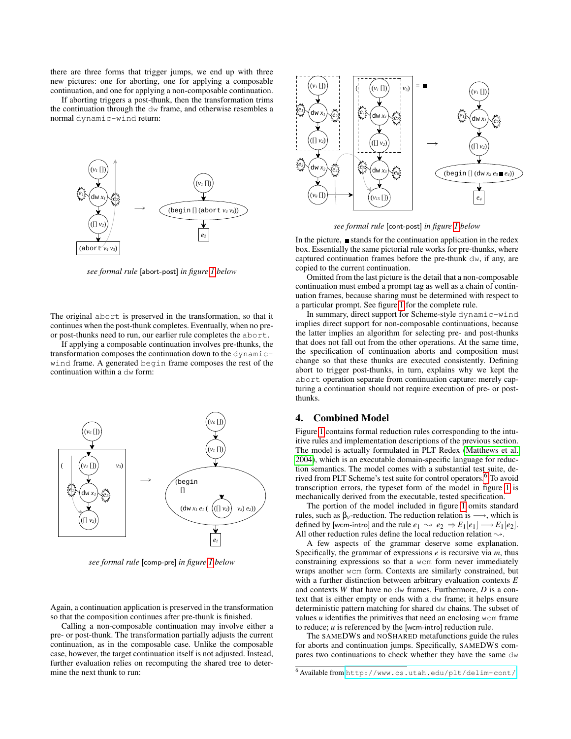there are three forms that trigger jumps, we end up with three new pictures: one for aborting, one for applying a composable continuation, and one for applying a non-composable continuation.

If aborting triggers a post-thunk, then the transformation trims the continuation through the `dw` frame, and otherwise resembles a normal `dynamic-wind` return:

*see formal rule* [abort-post] *in figure 1 below*

The original `abort` is preserved in the transformation, so that it continues when the post-thunk completes. Eventually, when no pre- or post-thunks need to run, our earlier rule completes the `abort`.

If applying a composable continuation involves pre-thunks, the transformation composes the continuation down to the `dynamic-wind` frame. A generated `begin` frame composes the rest of the continuation within a `dw` form:

*see formal rule* [comp-pre] *in figure 1 below*

Again, a continuation application is preserved in the transformation so that the composition continues after pre-thunk is finished.

Calling a non-composable continuation may involve either a pre- or post-thunk. The transformation partially adjusts the current continuation, as in the composable case. Unlike the composable case, however, the target continuation itself is not adjusted. Instead, further evaluation relies on recomputing the shared tree to determine the next thunk to run:

*see formal rule* [cont-post] *in figure 1 below*

In the picture, ■ stands for the continuation application in the redex box. Essentially the same pictorial rule works for pre-thunks, where captured continuation frames before the pre-thunk `dw`, if any, are copied to the current continuation.

Omitted from the last picture is the detail that a non-composable continuation must embed a prompt tag as well as a chain of continuation frames, because sharing must be determined with respect to a particular prompt. See figure 1 for the complete rule.

In summary, direct support for Scheme-style `dynamic-wind` implies direct support for non-composable continuations, because the latter implies an algorithm for selecting pre- and post-thunks that does not fall out from the other operations. At the same time, the specification of continuation aborts and composition must change so that these thunks are executed consistently. Defining abort to trigger post-thunks, in turn, explains why we kept the `abort` operation separate from continuation capture: merely capturing a continuation should not require execution of pre- or post-thunks.

## 4. Combined Model

Figure 1 contains formal reduction rules corresponding to the intuitive rules and implementation descriptions of the previous section. The model is actually formulated in PLT Redex (Matthews et al. 2004), which is an executable domain-specific language for reduction semantics. The model comes with a substantial test suite, derived from PLT Scheme's test suite for control operators.[6] To avoid transcription errors, the typeset form of the model in figure 1 is mechanically derived from the executable, tested specification.

The portion of the model included in figure 1 omits standard rules, such as $\beta_v$-reduction. The reduction relation is $\longrightarrow$, which is defined by [wcm-intro] and the rule $e_1 \rightsquigarrow e_2 \Rightarrow E_1[e_1] \longrightarrow E_1[e_2]$. All other reduction rules define the local reduction relation $\rightsquigarrow$.

A few aspects of the grammar deserve some explanation. Specifically, the grammar of expressions $e$ is recursive via $m$, thus constraining expressions so that a `wcm` form never immediately wraps another `wcm` form. Contexts are similarly constrained, but with a further distinction between arbitrary evaluation contexts $E$ and contexts $W$ that have no `dw` frames. Furthermore, $D$ is a context that is either empty or ends with a `dw` frame; it helps ensure deterministic pattern matching for shared `dw` chains. The subset of values $u$ identifies the primitives that need an enclosing `wcm` frame to reduce; $u$ is referenced by the [wcm-intro] reduction rule.

The SAMEDWS and NOSHARED metafunctions guide the rules for aborts and continuation jumps. Specifically, SAMEDWS compares two continuations to check whether they have the same `dw`

[6] Available from http://www.cs.utah.edu/plt/delim-cont/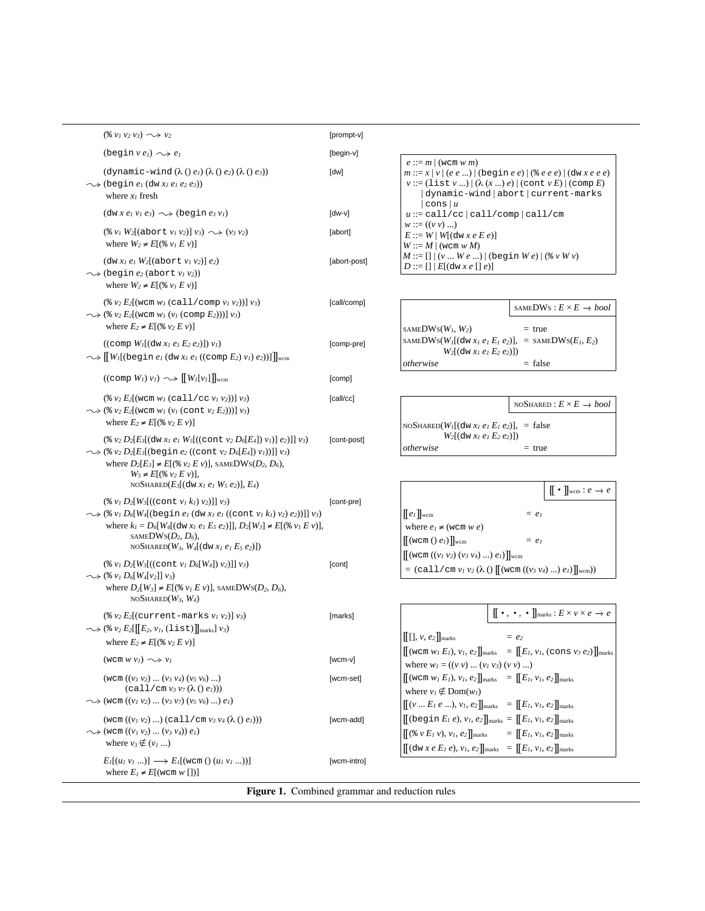$(\% \ v_1 \ v_2 \ v_3) \rightsquigarrow v_2$ [prompt-v]

$(\texttt{begin} \ v \ e_1) \rightsquigarrow e_1$ [begin-v]

$(\texttt{dynamic-wind} \ (\lambda \ () \ e_1) \ (\lambda \ () \ e_2) \ (\lambda \ () \ e_3))$ [dw]
$\rightsquigarrow (\texttt{begin} \ e_1 \ (\texttt{dw} \ x_1 \ e_1 \ e_2 \ e_3))$
where $x_1$ fresh

$(\texttt{dw} \ x \ e_1 \ v_1 \ e_3) \rightsquigarrow (\texttt{begin} \ e_3 \ v_1)$ [dw-v]

$(\% \ v_1 \ W_2[(\texttt{abort} \ v_1 \ v_2)] \ v_3) \rightsquigarrow (v_3 \ v_2)$ [abort]
where $W_2 \neq E[(\% \ v_1 \ E \ v)]$

$(\texttt{dw} \ x_1 \ e_1 \ W_2[(\texttt{abort} \ v_1 \ v_2)] \ e_2)$ [abort-post]
$\rightsquigarrow (\texttt{begin} \ e_2 \ (\texttt{abort} \ v_1 \ v_2))$
where $W_2 \neq E[(\% \ v_1 \ E \ v)]$

$(\% \ v_2 \ E_2[(\texttt{wcm} \ w_1 \ (\texttt{call/comp} \ v_1 \ v_2))] \ v_3)$ [call/comp]
$\rightsquigarrow (\% \ v_2 \ E_2[(\texttt{wcm} \ w_1 \ (v_1 \ (\texttt{comp} \ E_2)))] \ v_3)$
where $E_2 \neq E[(\% \ v_2 \ E \ v)]$

$((\texttt{comp} \ W_1[(\texttt{dw} \ x_1 \ e_1 \ E_2 \ e_2)]) \ v_1)$ [comp-pre]
$\rightsquigarrow [\![W_1[(\texttt{begin} \ e_1 \ (\texttt{dw} \ x_1 \ e_1 \ ((\texttt{comp} \ E_2) \ v_1) \ e_2))]]\!]_{\text{wcm}}$

$((\texttt{comp} \ W_1) \ v_1) \rightsquigarrow [\![W_1[v_1]]\!]_{\text{wcm}}$ [comp]

$(\% \ v_2 \ E_2[(\texttt{wcm} \ w_1 \ (\texttt{call/cc} \ v_1 \ v_2))] \ v_3)$ [call/cc]
$\rightsquigarrow (\% \ v_2 \ E_2[(\texttt{wcm} \ w_1 \ (v_1 \ (\texttt{cont} \ v_2 \ E_2)))] \ v_3)$
where $E_2 \neq E[(\% \ v_2 \ E \ v)]$

$(\% \ v_2 \ D_2[E_3[(\texttt{dw} \ x_1 \ e_1 \ W_5[((\texttt{cont} \ v_2 \ D_6[E_4]) \ v_1)] \ e_2)]] \ v_3)$ [cont-post]
$\rightsquigarrow (\% \ v_2 \ D_2[E_3[(\texttt{begin} \ e_2 \ ((\texttt{cont} \ v_2 \ D_6[E_4]) \ v_1))]] \ v_3)$
where $D_2[E_3] \neq E[(\% \ v_2 \ E \ v)]$, $\textsc{sameDWs}(D_2, D_6)$,
$W_5 \neq E[(\% \ v_2 \ E \ v)]$,
$\textsc{noShared}(E_3[(\texttt{dw} \ x_1 \ e_1 \ W_5 \ e_2)], E_4)$

$(\% \ v_1 \ D_2[W_3[((\texttt{cont} \ v_1 \ k_1) \ v_2)]] \ v_3)$ [cont-pre]
$\rightsquigarrow (\% \ v_1 \ D_6[W_4[(\texttt{begin} \ e_1 \ (\texttt{dw} \ x_1 \ e_1 \ ((\texttt{cont} \ v_1 \ k_1) \ v_2) \ e_2))]] \ v_3)$
where $k_1 = D_6[W_4[(\texttt{dw} \ x_1 \ e_1 \ E_5 \ e_2)]]$, $D_2[W_3] \neq E[(\% \ v_1 \ E \ v)]$,
$\textsc{sameDWs}(D_2, D_6)$,
$\textsc{noShared}(W_3, W_4[(\texttt{dw} \ x_1 \ e_1 \ E_5 \ e_2)])$

$(\% \ v_1 \ D_2[W_3[((\texttt{cont} \ v_1 \ D_6[W_4]) \ v_2)]] \ v_3)$ [cont]
$\rightsquigarrow (\% \ v_1 \ D_6[W_4[v_2]] \ v_3)$
where $D_2[W_3] \neq E[(\% \ v_1 \ E \ v)]$, $\textsc{sameDWs}(D_2, D_6)$,
$\textsc{noShared}(W_3, W_4)$

$(\% \ v_2 \ E_2[(\texttt{current-marks} \ v_1 \ v_2)] \ v_3)$ [marks]
$\rightsquigarrow (\% \ v_2 \ E_2[[\![E_2, v_1, (\texttt{list})]\!]_{\text{marks}}] \ v_3)$
where $E_2 \neq E[(\% \ v_2 \ E \ v)]$

$(\texttt{wcm} \ w \ v_1) \rightsquigarrow v_1$ [wcm-v]

$(\texttt{wcm} \ ((v_1 \ v_2) \ ... \ (v_3 \ v_4) \ (v_5 \ v_6) \ ...)$ [wcm-set]
$\quad (\texttt{call/cm} \ v_3 \ v_7 \ (\lambda \ () \ e_1)))$
$\rightsquigarrow (\texttt{wcm} \ ((v_1 \ v_2) \ ... \ (v_3 \ v_7) \ (v_5 \ v_6) \ ...) \ e_1)$

$(\texttt{wcm} \ ((v_1 \ v_2) \ ...) \ (\texttt{call/cm} \ v_3 \ v_4 \ (\lambda \ () \ e_1)))$ [wcm-add]
$\rightsquigarrow (\texttt{wcm} \ ((v_1 \ v_2) \ ... \ (v_3 \ v_4)) \ e_1)$
where $v_3 \notin (v_1 \ ...)$

$E_1[(u_1 \ v_1 \ ...)] \longrightarrow E_1[(\texttt{wcm} \ () \ (u_1 \ v_1 \ ...))]$ [wcm-intro]
where $E_1 \neq E[(\texttt{wcm} \ w \ [])]$

---

$e ::= m \mid (\texttt{wcm} \ w \ m)$
$m ::= x \mid v \mid (e \ e \ ...) \mid (\texttt{begin} \ e \ e) \mid (\% \ e \ e \ e) \mid (\texttt{dw} \ x \ e \ e \ e)$
$v ::= (\texttt{list} \ v \ ...) \mid (\lambda \ (x \ ...) \ e) \mid (\texttt{cont} \ v \ E) \mid (\texttt{comp} \ E)$
$\quad \mid \texttt{dynamic-wind} \mid \texttt{abort} \mid \texttt{current-marks}$
$\quad \mid \texttt{cons} \mid u$
$u ::= \texttt{call/cc} \mid \texttt{call/comp} \mid \texttt{call/cm}$
$w ::= ((v \ v) \ ...)$
$E ::= W \mid W[(\texttt{dw} \ x \ e \ E \ e)]$
$W ::= M \mid (\texttt{wcm} \ w \ M)$
$M ::= [] \mid (v \ ... \ W \ e \ ...) \mid (\texttt{begin} \ W \ e) \mid (\% \ v \ W \ v)$
$D ::= [] \mid E[(\texttt{dw} \ x \ e \ [] \ e)]$

---

$\textsc{sameDWs} : E \times E \rightarrow bool$

| | |
|---|---|
| $\textsc{sameDWs}(W_1, W_2)$ | $=$ true |
| $\textsc{sameDWs}(W_1[(\texttt{dw} \ x_1 \ e_1 \ E_1 \ e_2)], W_2[(\texttt{dw} \ x_1 \ e_1 \ E_2 \ e_2)])$ | $= \textsc{sameDWs}(E_1, E_2)$ |
| *otherwise* | $=$ false |

$\textsc{noShared} : E \times E \rightarrow bool$

| | |
|---|---|
| $\textsc{noShared}(W_1[(\texttt{dw} \ x_1 \ e_1 \ E_1 \ e_2)], W_2[(\texttt{dw} \ x_1 \ e_1 \ E_2 \ e_2)])$ | $=$ false |
| *otherwise* | $=$ true |

$[\![\bullet]\!]_{\text{wcm}} : e \rightarrow e$

$[\![e_1]\!]_{\text{wcm}} = e_1$
where $e_1 \neq (\texttt{wcm} \ w \ e)$
$[\![(\texttt{wcm} \ () \ e_1)]\!]_{\text{wcm}} = e_1$
$[\![(\texttt{wcm} \ ((v_1 \ v_2) \ (v_3 \ v_4) \ ...) \ e_1)]\!]_{\text{wcm}}$
$= (\texttt{call/cm} \ v_1 \ v_2 \ (\lambda \ () \ [\![(\texttt{wcm} \ ((v_3 \ v_4) \ ...) \ e_1)]\!]_{\text{wcm}}))$

$[\![\bullet, \bullet, \bullet]\!]_{\text{marks}} : E \times v \times e \rightarrow e$

$[\![[], v, e_2]\!]_{\text{marks}} = e_2$
$[\![(\texttt{wcm} \ w_1 \ E_1), v_1, e_2]\!]_{\text{marks}} = [\![E_1, v_1, (\texttt{cons} \ v_3 \ e_2)]\!]_{\text{marks}}$
where $w_1 = ((v \ v) \ ... \ (v_1 \ v_3) \ (v \ v) \ ...)$
$[\![(\texttt{wcm} \ w_1 \ E_1), v_1, e_2]\!]_{\text{marks}} = [\![E_1, v_1, e_2]\!]_{\text{marks}}$
where $v_1 \notin \text{Dom}(w_1)$
$[\![(v \ ... \ E_1 \ e \ ...), v_1, e_2]\!]_{\text{marks}} = [\![E_1, v_1, e_2]\!]_{\text{marks}}$
$[\![(\texttt{begin} \ E_1 \ e), v_1, e_2]\!]_{\text{marks}} = [\![E_1, v_1, e_2]\!]_{\text{marks}}$
$[\![(\% \ v \ E_1 \ v), v_1, e_2]\!]_{\text{marks}} = [\![E_1, v_1, e_2]\!]_{\text{marks}}$
$[\![(\texttt{dw} \ x \ e \ E_1 \ e), v_1, e_2]\!]_{\text{marks}} = [\![E_1, v_1, e_2]\!]_{\text{marks}}$

**Figure 1.** Combined grammar and reduction rules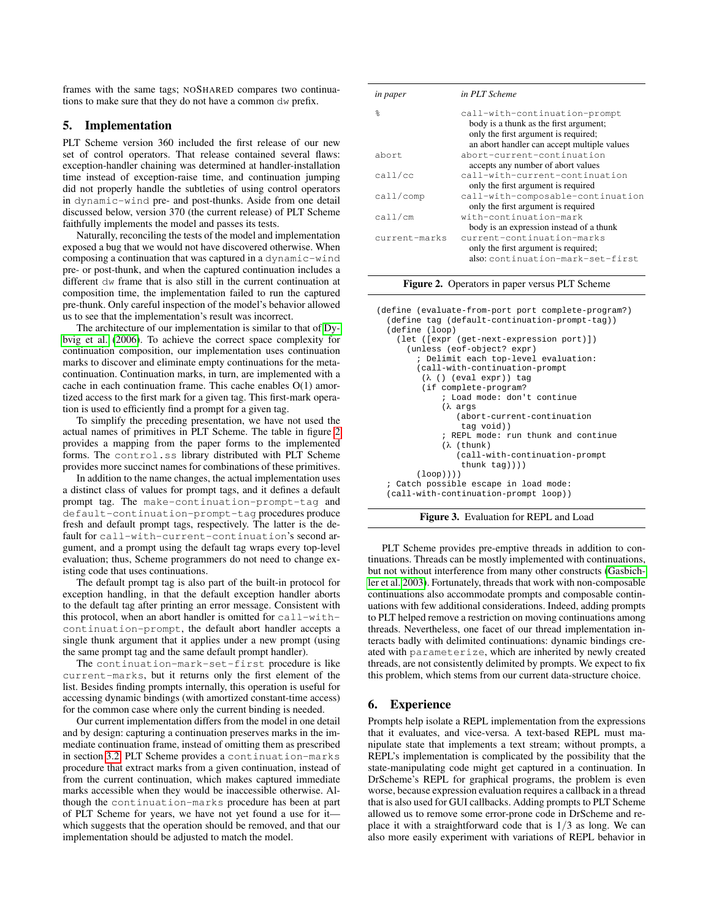frames with the same tags; NOSHARED compares two continuations to make sure that they do not have a common dw prefix.

## 5. Implementation

PLT Scheme version 360 included the first release of our new set of control operators. That release contained several flaws: exception-handler chaining was determined at handler-installation time instead of exception-raise time, and continuation jumping did not properly handle the subtleties of using control operators in `dynamic-wind` pre- and post-thunks. Aside from one detail discussed below, version 370 (the current release) of PLT Scheme faithfully implements the model and passes its tests.

Naturally, reconciling the tests of the model and implementation exposed a bug that we would not have discovered otherwise. When composing a continuation that was captured in a `dynamic-wind` pre- or post-thunk, and when the captured continuation includes a different `dw` frame that is also still in the current continuation at composition time, the implementation failed to run the captured pre-thunk. Only careful inspection of the model's behavior allowed us to see that the implementation's result was incorrect.

The architecture of our implementation is similar to that of Dybvig et al. (2006). To achieve the correct space complexity for continuation composition, our implementation uses continuation marks to discover and eliminate empty continuations for the meta-continuation. Continuation marks, in turn, are implemented with a cache in each continuation frame. This cache enables O(1) amortized access to the first mark for a given tag. This first-mark operation is used to efficiently find a prompt for a given tag.

To simplify the preceding presentation, we have not used the actual names of primitives in PLT Scheme. The table in figure 2 provides a mapping from the paper forms to the implemented forms. The `control.ss` library distributed with PLT Scheme provides more succinct names for combinations of these primitives.

In addition to the name changes, the actual implementation uses a distinct class of values for prompt tags, and it defines a default prompt tag. The `make-continuation-prompt-tag` and `default-continuation-prompt-tag` procedures produce fresh and default prompt tags, respectively. The latter is the default for `call-with-current-continuation`'s second argument, and a prompt using the default tag wraps every top-level evaluation; thus, Scheme programmers do not need to change existing code that uses continuations.

The default prompt tag is also part of the built-in protocol for exception handling, in that the default exception handler aborts to the default tag after printing an error message. Consistent with this protocol, when an abort handler is omitted for `call-with-continuation-prompt`, the default abort handler accepts a single thunk argument that it applies under a new prompt (using the same prompt tag and the same default prompt handler).

The `continuation-mark-set-first` procedure is like `current-marks`, but it returns only the first element of the list. Besides finding prompts internally, this operation is useful for accessing dynamic bindings (with amortized constant-time access) for the common case where only the current binding is needed.

Our current implementation differs from the model in one detail and by design: capturing a continuation preserves marks in the immediate continuation frame, instead of omitting them as prescribed in section 3.2. PLT Scheme provides a `continuation-marks` procedure that extract marks from a given continuation, instead of from the current continuation, which makes captured immediate marks accessible when they would be inaccessible otherwise. Although the `continuation-marks` procedure has been at part of PLT Scheme for years, we have not yet found a use for it—which suggests that the operation should be removed, and that our implementation should be adjusted to match the model.

| *in paper* | *in PLT Scheme* |
|---|---|
| `%` | `call-with-continuation-prompt` body is a thunk as the first argument; only the first argument is required; an abort handler can accept multiple values |
| `abort` | `abort-current-continuation` accepts any number of abort values |
| `call/cc` | `call-with-current-continuation` only the first argument is required |
| `call/comp` | `call-with-composable-continuation` only the first argument is required |
| `call/cm` | `with-continuation-mark` body is an expression instead of a thunk |
| `current-marks` | `current-continuation-marks` only the first argument is required; also: `continuation-mark-set-first` |

**Figure 2.** Operators in paper versus PLT Scheme

```
(define (evaluate-from-port port complete-program?)
  (define tag (default-continuation-prompt-tag))
  (define (loop)
    (let ([expr (get-next-expression port)])
      (unless (eof-object? expr)
        ; Delimit each top-level evaluation:
        (call-with-continuation-prompt
         (λ () (eval expr)) tag
         (if complete-program?
             ; Load mode: don't continue
             (λ args
                (abort-current-continuation
                 tag void))
             ; REPL mode: run thunk and continue
             (λ (thunk)
                (call-with-continuation-prompt
                 thunk tag))))
        (loop))))
  ; Catch possible escape in load mode:
  (call-with-continuation-prompt loop))
```

**Figure 3.** Evaluation for REPL and Load

PLT Scheme provides pre-emptive threads in addition to continuations. Threads can be mostly implemented with continuations, but not without interference from many other constructs (Gasbichler et al. 2003). Fortunately, threads that work with non-composable continuations also accommodate prompts and composable continuations with few additional considerations. Indeed, adding prompts to PLT helped remove a restriction on moving continuations among threads. Nevertheless, one facet of our thread implementation interacts badly with delimited continuations: dynamic bindings created with `parameterize`, which are inherited by newly created threads, are not consistently delimited by prompts. We expect to fix this problem, which stems from our current data-structure choice.

## 6. Experience

Prompts help isolate a REPL implementation from the expressions that it evaluates, and vice-versa. A text-based REPL must manipulate state that implements a text stream; without prompts, a REPL's implementation is complicated by the possibility that the state-manipulating code might get captured in a continuation. In DrScheme's REPL for graphical programs, the problem is even worse, because expression evaluation requires a callback in a thread that is also used for GUI callbacks. Adding prompts to PLT Scheme allowed us to remove some error-prone code in DrScheme and replace it with a straightforward code that is 1/3 as long. We can also more easily experiment with variations of REPL behavior in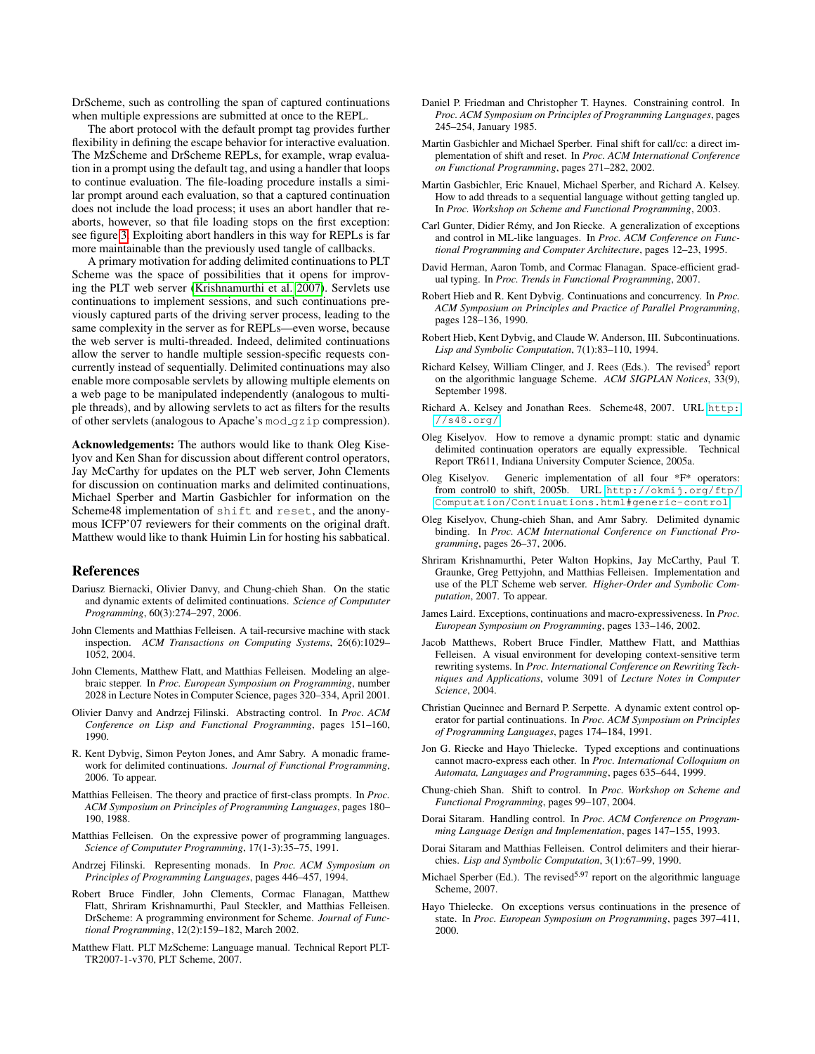DrScheme, such as controlling the span of captured continuations when multiple expressions are submitted at once to the REPL.

The abort protocol with the default prompt tag provides further flexibility in defining the escape behavior for interactive evaluation. The MzScheme and DrScheme REPLs, for example, wrap evaluation in a prompt using the default tag, and using a handler that loops to continue evaluation. The file-loading procedure installs a similar prompt around each evaluation, so that a captured continuation does not include the load process; it uses an abort handler that re-aborts, however, so that file loading stops on the first exception: see figure 3. Exploiting abort handlers in this way for REPLs is far more maintainable than the previously used tangle of callbacks.

A primary motivation for adding delimited continuations to PLT Scheme was the space of possibilities that it opens for improving the PLT web server (Krishnamurthi et al. 2007). Servlets use continuations to implement sessions, and such continuations previously captured parts of the driving server process, leading to the same complexity in the server as for REPLs—even worse, because the web server is multi-threaded. Indeed, delimited continuations allow the server to handle multiple session-specific requests concurrently instead of sequentially. Delimited continuations may also enable more composable servlets by allowing multiple elements on a web page to be manipulated independently (analogous to multiple threads), and by allowing servlets to act as filters for the results of other servlets (analogous to Apache's `mod_gzip` compression).

**Acknowledgements:** The authors would like to thank Oleg Kiselyov and Ken Shan for discussion about different control operators, Jay McCarthy for updates on the PLT web server, John Clements for discussion on continuation marks and delimited continuations, Michael Sperber and Martin Gasbichler for information on the Scheme48 implementation of `shift` and `reset`, and the anonymous ICFP'07 reviewers for their comments on the original draft. Matthew would like to thank Huimin Lin for hosting his sabbatical.

## References

Dariusz Biernacki, Olivier Danvy, and Chung-chieh Shan. On the static and dynamic extents of delimited continuations. *Science of Compututer Programming*, 60(3):274–297, 2006.

John Clements and Matthias Felleisen. A tail-recursive machine with stack inspection. *ACM Transactions on Computing Systems*, 26(6):1029–1052, 2004.

John Clements, Matthew Flatt, and Matthias Felleisen. Modeling an algebraic stepper. In *Proc. European Symposium on Programming*, number 2028 in Lecture Notes in Computer Science, pages 320–334, April 2001.

Olivier Danvy and Andrzej Filinski. Abstracting control. In *Proc. ACM Conference on Lisp and Functional Programming*, pages 151–160, 1990.

R. Kent Dybvig, Simon Peyton Jones, and Amr Sabry. A monadic framework for delimited continuations. *Journal of Functional Programming*, 2006. To appear.

Matthias Felleisen. The theory and practice of first-class prompts. In *Proc. ACM Symposium on Principles of Programming Languages*, pages 180–190, 1988.

Matthias Felleisen. On the expressive power of programming languages. *Science of Compututer Programming*, 17(1-3):35–75, 1991.

Andrzej Filinski. Representing monads. In *Proc. ACM Symposium on Principles of Programming Languages*, pages 446–457, 1994.

Robert Bruce Findler, John Clements, Cormac Flanagan, Matthew Flatt, Shriram Krishnamurthi, Paul Steckler, and Matthias Felleisen. DrScheme: A programming environment for Scheme. *Journal of Functional Programming*, 12(2):159–182, March 2002.

Matthew Flatt. PLT MzScheme: Language manual. Technical Report PLT-TR2007-1-v370, PLT Scheme, 2007.

Daniel P. Friedman and Christopher T. Haynes. Constraining control. In *Proc. ACM Symposium on Principles of Programming Languages*, pages 245–254, January 1985.

Martin Gasbichler and Michael Sperber. Final shift for call/cc: a direct implementation of shift and reset. In *Proc. ACM International Conference on Functional Programming*, pages 271–282, 2002.

Martin Gasbichler, Eric Knauel, Michael Sperber, and Richard A. Kelsey. How to add threads to a sequential language without getting tangled up. In *Proc. Workshop on Scheme and Functional Programming*, 2003.

Carl Gunter, Didier Rémy, and Jon Riecke. A generalization of exceptions and control in ML-like languages. In *Proc. ACM Conference on Functional Programming and Computer Architecture*, pages 12–23, 1995.

David Herman, Aaron Tomb, and Cormac Flanagan. Space-efficient gradual typing. In *Proc. Trends in Functional Programming*, 2007.

Robert Hieb and R. Kent Dybvig. Continuations and concurrency. In *Proc. ACM Symposium on Principles and Practice of Parallel Programming*, pages 128–136, 1990.

Robert Hieb, Kent Dybvig, and Claude W. Anderson, III. Subcontinuations. *Lisp and Symbolic Computation*, 7(1):83–110, 1994.

Richard Kelsey, William Clinger, and J. Rees (Eds.). The revised$^5$ report on the algorithmic language Scheme. *ACM SIGPLAN Notices*, 33(9), September 1998.

Richard A. Kelsey and Jonathan Rees. Scheme48, 2007. URL `http://s48.org/`.

Oleg Kiselyov. How to remove a dynamic prompt: static and dynamic delimited continuation operators are equally expressible. Technical Report TR611, Indiana University Computer Science, 2005a.

Oleg Kiselyov. Generic implementation of all four *F* operators: from control0 to shift, 2005b. URL `http://okmij.org/ftp/Computation/Continuations.html#generic-control`.

Oleg Kiselyov, Chung-chieh Shan, and Amr Sabry. Delimited dynamic binding. In *Proc. ACM International Conference on Functional Programming*, pages 26–37, 2006.

Shriram Krishnamurthi, Peter Walton Hopkins, Jay McCarthy, Paul T. Graunke, Greg Pettyjohn, and Matthias Felleisen. Implementation and use of the PLT Scheme web server. *Higher-Order and Symbolic Computation*, 2007. To appear.

James Laird. Exceptions, continuations and macro-expressiveness. In *Proc. European Symposium on Programming*, pages 133–146, 2002.

Jacob Matthews, Robert Bruce Findler, Matthew Flatt, and Matthias Felleisen. A visual environment for developing context-sensitive term rewriting systems. In *Proc. International Conference on Rewriting Techniques and Applications*, volume 3091 of *Lecture Notes in Computer Science*, 2004.

Christian Queinnec and Bernard P. Serpette. A dynamic extent control operator for partial continuations. In *Proc. ACM Symposium on Principles of Programming Languages*, pages 174–184, 1991.

Jon G. Riecke and Hayo Thielecke. Typed exceptions and continuations cannot macro-express each other. In *Proc. International Colloquium on Automata, Languages and Programming*, pages 635–644, 1999.

Chung-chieh Shan. Shift to control. In *Proc. Workshop on Scheme and Functional Programming*, pages 99–107, 2004.

Dorai Sitaram. Handling control. In *Proc. ACM Conference on Programming Language Design and Implementation*, pages 147–155, 1993.

Dorai Sitaram and Matthias Felleisen. Control delimiters and their hierarchies. *Lisp and Symbolic Computation*, 3(1):67–99, 1990.

Michael Sperber (Ed.). The revised$^{5.97}$ report on the algorithmic language Scheme, 2007.

Hayo Thielecke. On exceptions versus continuations in the presence of state. In *Proc. European Symposium on Programming*, pages 397–411, 2000.